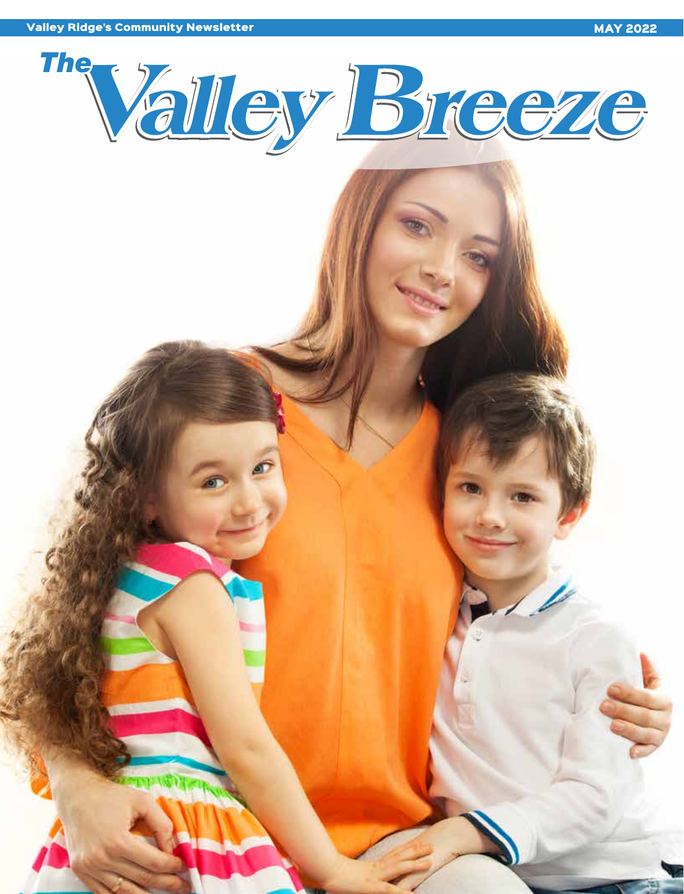Valley Ridge's Community Newsletter

MAY 2022

# The Valley Breeze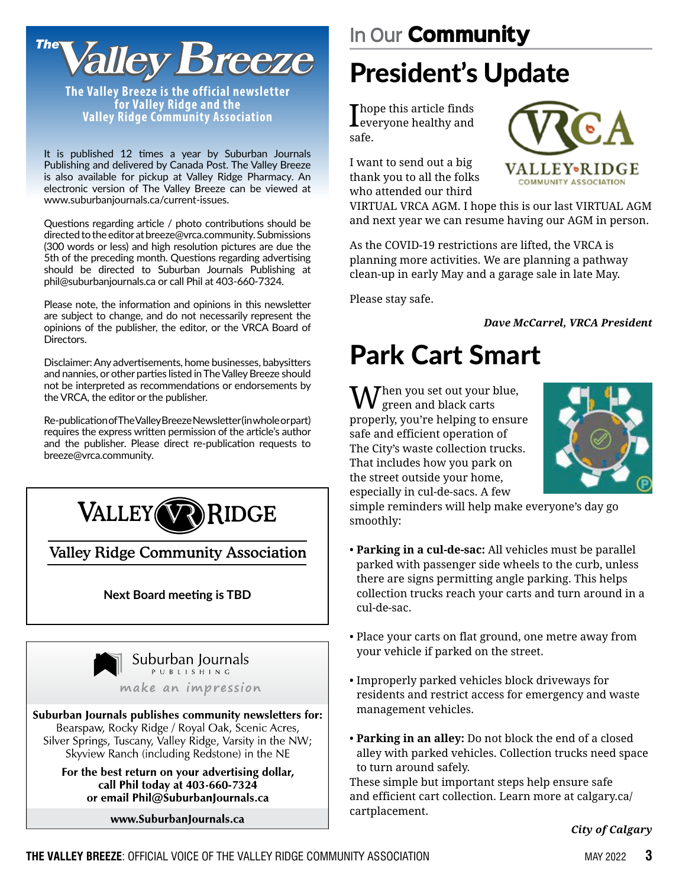# The Valley Breeze

**The Valley Breeze is the official newsletter for Valley Ridge and the Valley Ridge Community Association**

It is published 12 times a year by Suburban Journals Publishing and delivered by Canada Post. The Valley Breeze is also available for pickup at Valley Ridge Pharmacy. An electronic version of The Valley Breeze can be viewed at www.suburbanjournals.ca/current-issues.

Questions regarding article / photo contributions should be directed to the editor at breeze@vrca.community. Submissions (300 words or less) and high resolution pictures are due the 5th of the preceding month. Questions regarding advertising should be directed to Suburban Journals Publishing at phil@suburbanjournals.ca or call Phil at 403-660-7324.

Please note, the information and opinions in this newsletter are subject to change, and do not necessarily represent the opinions of the publisher, the editor, or the VRCA Board of Directors.

Disclaimer: Any advertisements, home businesses, babysitters and nannies, or other parties listed in The Valley Breeze should not be interpreted as recommendations or endorsements by the VRCA, the editor or the publisher.

Re-publication of The Valley Breeze Newsletter (in whole or part) requires the express written permission of the article's author and the publisher. Please direct re-publication requests to breeze@vrca.community.

---

**Valley Ridge**

**Valley Ridge Community Association**

**Next Board meeting is TBD**

---

**Suburban Journals Publishing**

*make an impression*

**Suburban Journals publishes community newsletters for:** Bearspaw, Rocky Ridge / Royal Oak, Scenic Acres, Silver Springs, Tuscany, Valley Ridge, Varsity in the NW; Skyview Ranch (including Redstone) in the NE

**For the best return on your advertising dollar, call Phil today at 403-660-7324 or email Phil@SuburbanJournals.ca**

**www.SuburbanJournals.ca**

---

## In Our Community

# President's Update

I hope this article finds everyone healthy and safe.

I want to send out a big thank you to all the folks who attended our third VIRTUAL VRCA AGM. I hope this is our last VIRTUAL AGM and next year we can resume having our AGM in person.

As the COVID-19 restrictions are lifted, the VRCA is planning more activities. We are planning a pathway clean-up in early May and a garage sale in late May.

Please stay safe.

***Dave McCarrel, VRCA President***

# Park Cart Smart

When you set out your blue, green and black carts properly, you're helping to ensure safe and efficient operation of The City's waste collection trucks. That includes how you park on the street outside your home, especially in cul-de-sacs. A few simple reminders will help make everyone's day go smoothly:

- **Parking in a cul-de-sac:** All vehicles must be parallel parked with passenger side wheels to the curb, unless there are signs permitting angle parking. This helps collection trucks reach your carts and turn around in a cul-de-sac.
- Place your carts on flat ground, one metre away from your vehicle if parked on the street.
- Improperly parked vehicles block driveways for residents and restrict access for emergency and waste management vehicles.
- **Parking in an alley:** Do not block the end of a closed alley with parked vehicles. Collection trucks need space to turn around safely.

These simple but important steps help ensure safe and efficient cart collection. Learn more at calgary.ca/cartplacement.

***City of Calgary***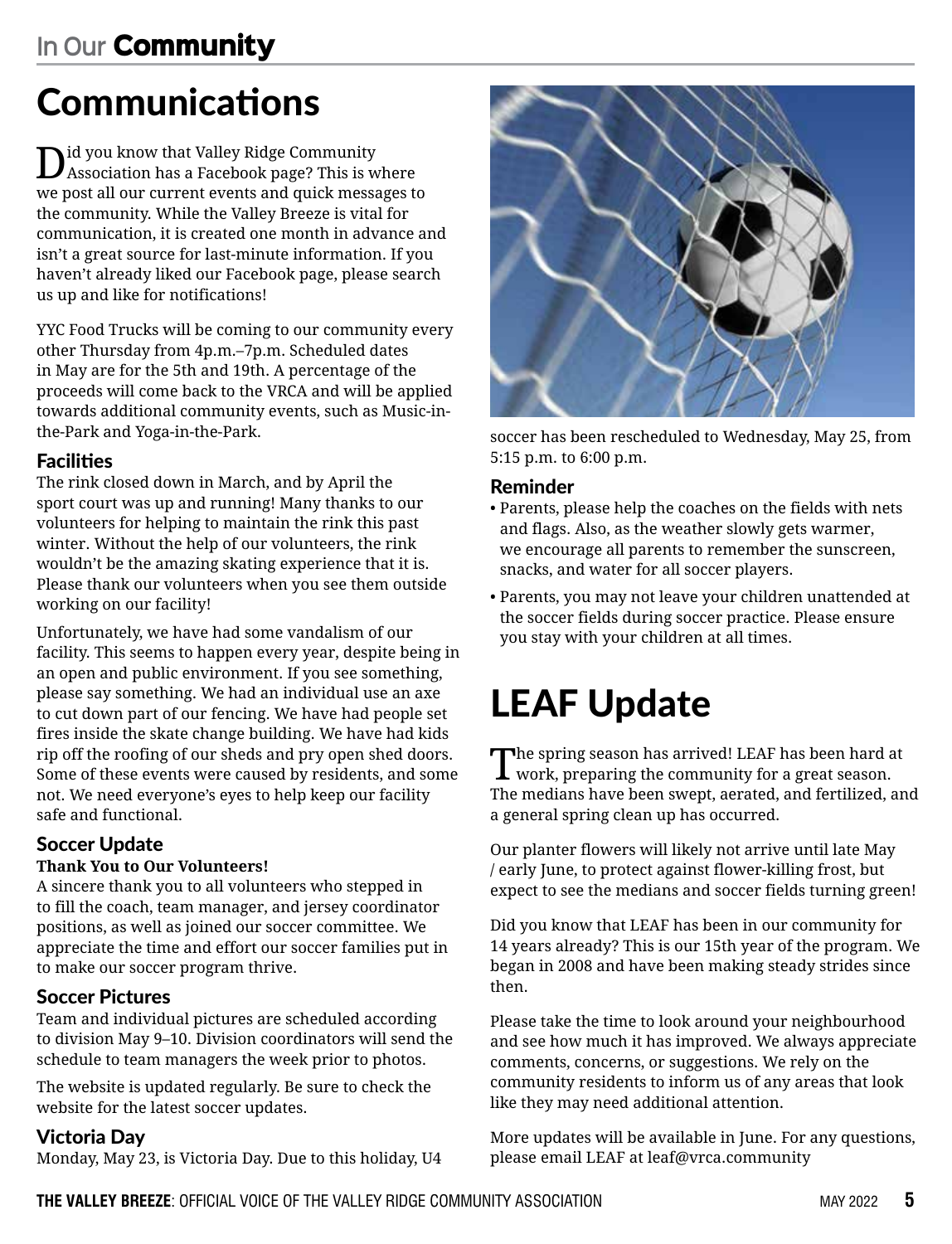# In Our Community

## Communications

Did you know that Valley Ridge Community Association has a Facebook page? This is where we post all our current events and quick messages to the community. While the Valley Breeze is vital for communication, it is created one month in advance and isn't a great source for last-minute information. If you haven't already liked our Facebook page, please search us up and like for notifications!

YYC Food Trucks will be coming to our community every other Thursday from 4p.m.–7p.m. Scheduled dates in May are for the 5th and 19th. A percentage of the proceeds will come back to the VRCA and will be applied towards additional community events, such as Music-in-the-Park and Yoga-in-the-Park.

### Facilities

The rink closed down in March, and by April the sport court was up and running! Many thanks to our volunteers for helping to maintain the rink this past winter. Without the help of our volunteers, the rink wouldn't be the amazing skating experience that it is. Please thank our volunteers when you see them outside working on our facility!

Unfortunately, we have had some vandalism of our facility. This seems to happen every year, despite being in an open and public environment. If you see something, please say something. We had an individual use an axe to cut down part of our fencing. We have had people set fires inside the skate change building. We have had kids rip off the roofing of our sheds and pry open shed doors. Some of these events were caused by residents, and some not. We need everyone's eyes to help keep our facility safe and functional.

### Soccer Update

**Thank You to Our Volunteers!**

A sincere thank you to all volunteers who stepped in to fill the coach, team manager, and jersey coordinator positions, as well as joined our soccer committee. We appreciate the time and effort our soccer families put in to make our soccer program thrive.

### Soccer Pictures

Team and individual pictures are scheduled according to division May 9–10. Division coordinators will send the schedule to team managers the week prior to photos.

The website is updated regularly. Be sure to check the website for the latest soccer updates.

### Victoria Day

Monday, May 23, is Victoria Day. Due to this holiday, U4 soccer has been rescheduled to Wednesday, May 25, from 5:15 p.m. to 6:00 p.m.

### Reminder

- Parents, please help the coaches on the fields with nets and flags. Also, as the weather slowly gets warmer, we encourage all parents to remember the sunscreen, snacks, and water for all soccer players.
- Parents, you may not leave your children unattended at the soccer fields during soccer practice. Please ensure you stay with your children at all times.

## LEAF Update

The spring season has arrived! LEAF has been hard at work, preparing the community for a great season. The medians have been swept, aerated, and fertilized, and a general spring clean up has occurred.

Our planter flowers will likely not arrive until late May / early June, to protect against flower-killing frost, but expect to see the medians and soccer fields turning green!

Did you know that LEAF has been in our community for 14 years already? This is our 15th year of the program. We began in 2008 and have been making steady strides since then.

Please take the time to look around your neighbourhood and see how much it has improved. We always appreciate comments, concerns, or suggestions. We rely on the community residents to inform us of any areas that look like they may need additional attention.

More updates will be available in June. For any questions, please email LEAF at leaf@vrca.community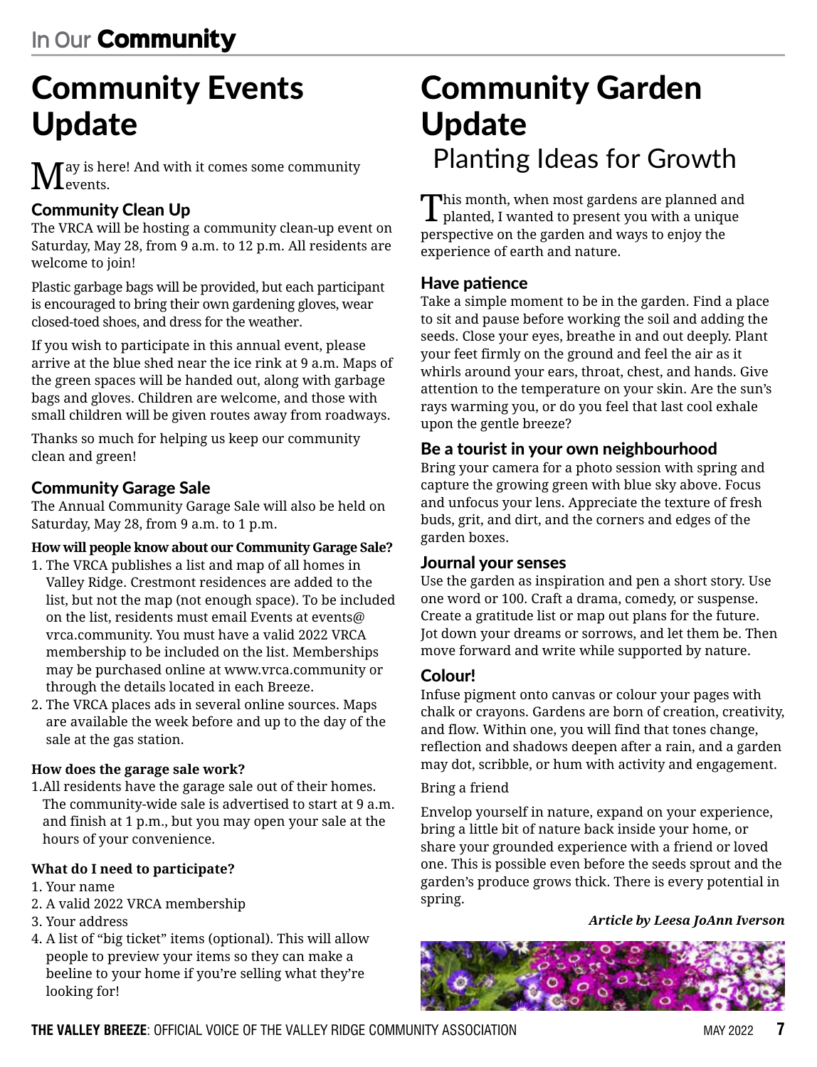# Community Events Update

May is here! And with it comes some community events.

### Community Clean Up

The VRCA will be hosting a community clean-up event on Saturday, May 28, from 9 a.m. to 12 p.m. All residents are welcome to join!

Plastic garbage bags will be provided, but each participant is encouraged to bring their own gardening gloves, wear closed-toed shoes, and dress for the weather.

If you wish to participate in this annual event, please arrive at the blue shed near the ice rink at 9 a.m. Maps of the green spaces will be handed out, along with garbage bags and gloves. Children are welcome, and those with small children will be given routes away from roadways.

Thanks so much for helping us keep our community clean and green!

### Community Garage Sale

The Annual Community Garage Sale will also be held on Saturday, May 28, from 9 a.m. to 1 p.m.

**How will people know about our Community Garage Sale?**

1. The VRCA publishes a list and map of all homes in Valley Ridge. Crestmont residences are added to the list, but not the map (not enough space). To be included on the list, residents must email Events at events@vrca.community. You must have a valid 2022 VRCA membership to be included on the list. Memberships may be purchased online at www.vrca.community or through the details located in each Breeze.
2. The VRCA places ads in several online sources. Maps are available the week before and up to the day of the sale at the gas station.

**How does the garage sale work?**

1. All residents have the garage sale out of their homes. The community-wide sale is advertised to start at 9 a.m. and finish at 1 p.m., but you may open your sale at the hours of your convenience.

**What do I need to participate?**

1. Your name
2. A valid 2022 VRCA membership
3. Your address
4. A list of "big ticket" items (optional). This will allow people to preview your items so they can make a beeline to your home if you're selling what they're looking for!

# Community Garden Update

## Planting Ideas for Growth

This month, when most gardens are planned and planted, I wanted to present you with a unique perspective on the garden and ways to enjoy the experience of earth and nature.

### Have patience

Take a simple moment to be in the garden. Find a place to sit and pause before working the soil and adding the seeds. Close your eyes, breathe in and out deeply. Plant your feet firmly on the ground and feel the air as it whirls around your ears, throat, chest, and hands. Give attention to the temperature on your skin. Are the sun's rays warming you, or do you feel that last cool exhale upon the gentle breeze?

### Be a tourist in your own neighbourhood

Bring your camera for a photo session with spring and capture the growing green with blue sky above. Focus and unfocus your lens. Appreciate the texture of fresh buds, grit, and dirt, and the corners and edges of the garden boxes.

### Journal your senses

Use the garden as inspiration and pen a short story. Use one word or 100. Craft a drama, comedy, or suspense. Create a gratitude list or map out plans for the future. Jot down your dreams or sorrows, and let them be. Then move forward and write while supported by nature.

### Colour!

Infuse pigment onto canvas or colour your pages with chalk or crayons. Gardens are born of creation, creativity, and flow. Within one, you will find that tones change, reflection and shadows deepen after a rain, and a garden may dot, scribble, or hum with activity and engagement.

Bring a friend

Envelop yourself in nature, expand on your experience, bring a little bit of nature back inside your home, or share your grounded experience with a friend or loved one. This is possible even before the seeds sprout and the garden's produce grows thick. There is every potential in spring.

***Article by Leesa JoAnn Iverson***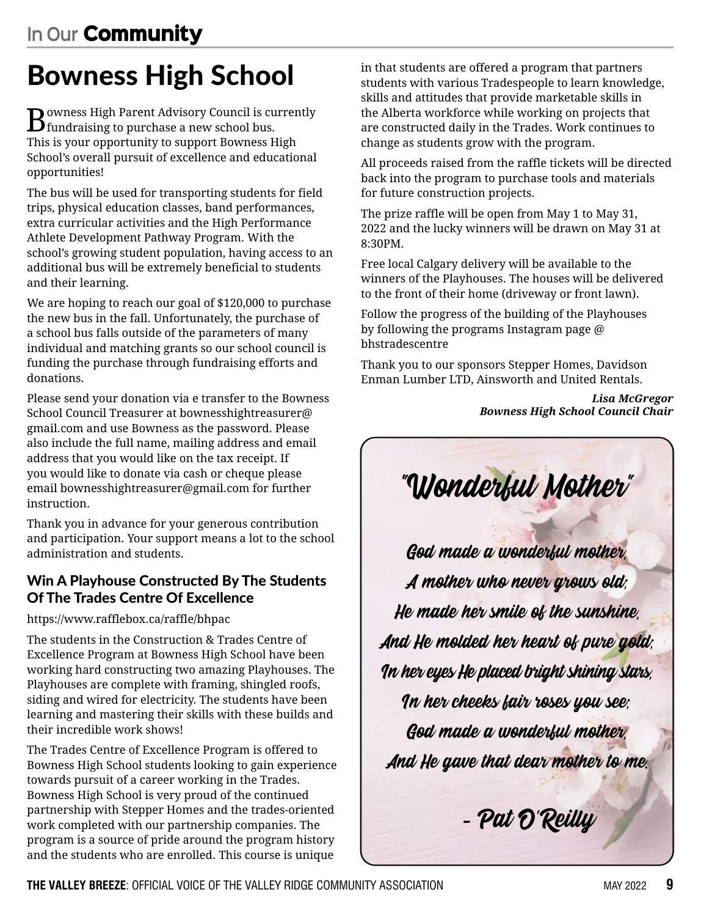## Bowness High School

Bowness High Parent Advisory Council is currently fundraising to purchase a new school bus. This is your opportunity to support Bowness High School's overall pursuit of excellence and educational opportunities!

The bus will be used for transporting students for field trips, physical education classes, band performances, extra curricular activities and the High Performance Athlete Development Pathway Program. With the school's growing student population, having access to an additional bus will be extremely beneficial to students and their learning.

We are hoping to reach our goal of $120,000 to purchase the new bus in the fall. Unfortunately, the purchase of a school bus falls outside of the parameters of many individual and matching grants so our school council is funding the purchase through fundraising efforts and donations.

Please send your donation via e transfer to the Bowness School Council Treasurer at bowness hightreasurer@gmail.com and use Bowness as the password. Please also include the full name, mailing address and email address that you would like on the tax receipt. If you would like to donate via cash or cheque please email bownesshightreasurer@gmail.com for further instruction.

Thank you in advance for your generous contribution and participation. Your support means a lot to the school administration and students.

### Win A Playhouse Constructed By The Students Of The Trades Centre Of Excellence

https://www.rafflebox.ca/raffle/bhpac

The students in the Construction & Trades Centre of Excellence Program at Bowness High School have been working hard constructing two amazing Playhouses. The Playhouses are complete with framing, shingled roofs, siding and wired for electricity. The students have been learning and mastering their skills with these builds and their incredible work shows!

The Trades Centre of Excellence Program is offered to Bowness High School students looking to gain experience towards pursuit of a career working in the Trades. Bowness High School is very proud of the continued partnership with Stepper Homes and the trades-oriented work completed with our partnership companies. The program is a source of pride around the program history and the students who are enrolled. This course is unique in that students are offered a program that partners students with various Tradespeople to learn knowledge, skills and attitudes that provide marketable skills in the Alberta workforce while working on projects that are constructed daily in the Trades. Work continues to change as students grow with the program.

All proceeds raised from the raffle tickets will be directed back into the program to purchase tools and materials for future construction projects.

The prize raffle will be open from May 1 to May 31, 2022 and the lucky winners will be drawn on May 31 at 8:30PM.

Free local Calgary delivery will be available to the winners of the Playhouses. The houses will be delivered to the front of their home (driveway or front lawn).

Follow the progress of the building of the Playhouses by following the programs Instagram page @ bhstradescentre

Thank you to our sponsors Stepper Homes, Davidson Enman Lumber LTD, Ainsworth and United Rentals.

***Lisa McGregor***
***Bowness High School Council Chair***

### "Wonderful Mother"

*God made a wonderful mother,*
*A mother who never grows old;*
*He made her smile of the sunshine,*
*And He molded her heart of pure gold;*
*In her eyes He placed bright shining stars,*
*In her cheeks fair roses you see;*
*God made a wonderful mother,*
*And He gave that dear mother to me.*

*- Pat O'Reilly*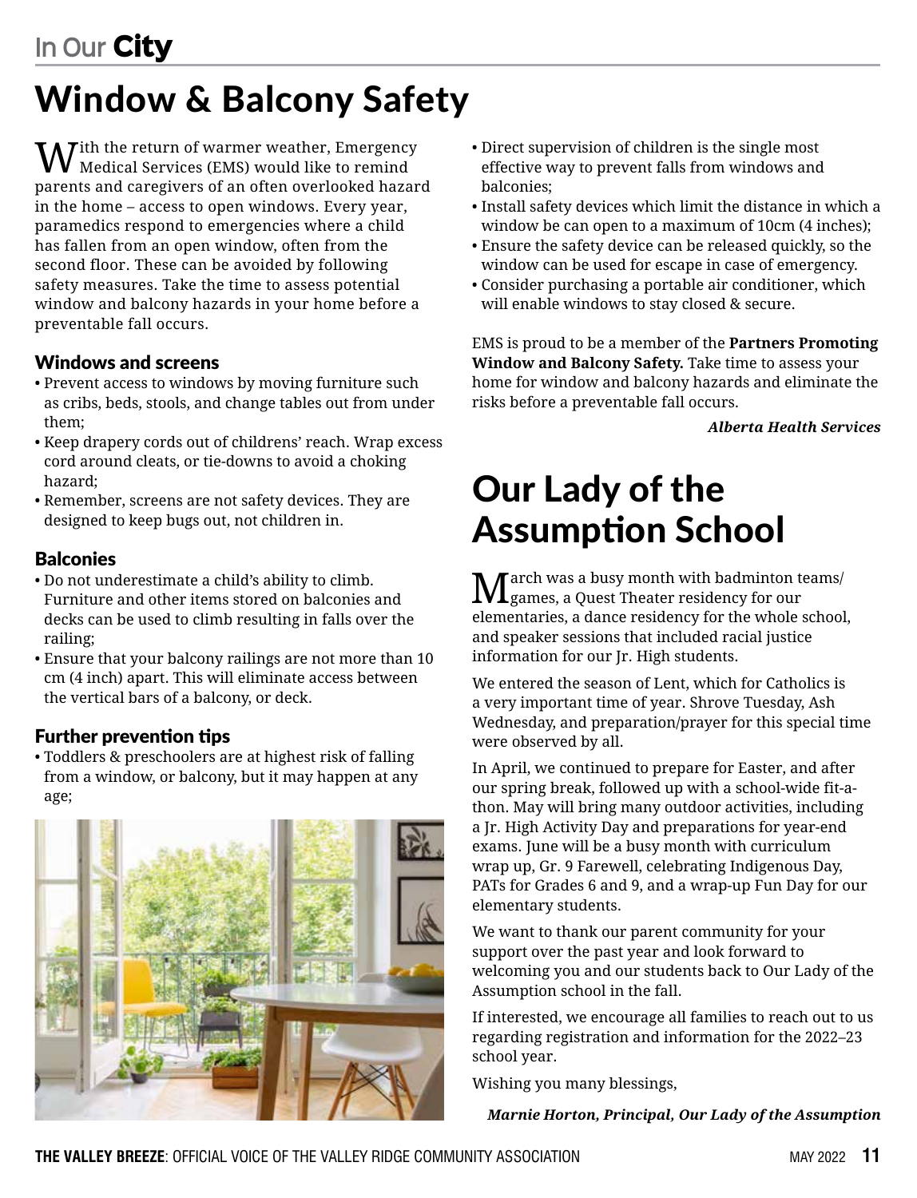# Window & Balcony Safety

With the return of warmer weather, Emergency Medical Services (EMS) would like to remind parents and caregivers of an often overlooked hazard in the home – access to open windows. Every year, paramedics respond to emergencies where a child has fallen from an open window, often from the second floor. These can be avoided by following safety measures. Take the time to assess potential window and balcony hazards in your home before a preventable fall occurs.

### Windows and screens

- Prevent access to windows by moving furniture such as cribs, beds, stools, and change tables out from under them;
- Keep drapery cords out of childrens' reach. Wrap excess cord around cleats, or tie-downs to avoid a choking hazard;
- Remember, screens are not safety devices. They are designed to keep bugs out, not children in.

### Balconies

- Do not underestimate a child's ability to climb. Furniture and other items stored on balconies and decks can be used to climb resulting in falls over the railing;
- Ensure that your balcony railings are not more than 10 cm (4 inch) apart. This will eliminate access between the vertical bars of a balcony, or deck.

### Further prevention tips

- Toddlers & preschoolers are at highest risk of falling from a window, or balcony, but it may happen at any age;
- Direct supervision of children is the single most effective way to prevent falls from windows and balconies;
- Install safety devices which limit the distance in which a window be can open to a maximum of 10cm (4 inches);
- Ensure the safety device can be released quickly, so the window can be used for escape in case of emergency.
- Consider purchasing a portable air conditioner, which will enable windows to stay closed & secure.

EMS is proud to be a member of the **Partners Promoting Window and Balcony Safety.** Take time to assess your home for window and balcony hazards and eliminate the risks before a preventable fall occurs.

***Alberta Health Services***

# Our Lady of the Assumption School

March was a busy month with badminton teams/games, a Quest Theater residency for our elementaries, a dance residency for the whole school, and speaker sessions that included racial justice information for our Jr. High students.

We entered the season of Lent, which for Catholics is a very important time of year. Shrove Tuesday, Ash Wednesday, and preparation/prayer for this special time were observed by all.

In April, we continued to prepare for Easter, and after our spring break, followed up with a school-wide fit-a-thon. May will bring many outdoor activities, including a Jr. High Activity Day and preparations for year-end exams. June will be a busy month with curriculum wrap up, Gr. 9 Farewell, celebrating Indigenous Day, PATs for Grades 6 and 9, and a wrap-up Fun Day for our elementary students.

We want to thank our parent community for your support over the past year and look forward to welcoming you and our students back to Our Lady of the Assumption school in the fall.

If interested, we encourage all families to reach out to us regarding registration and information for the 2022–23 school year.

Wishing you many blessings,

***Marnie Horton, Principal, Our Lady of the Assumption***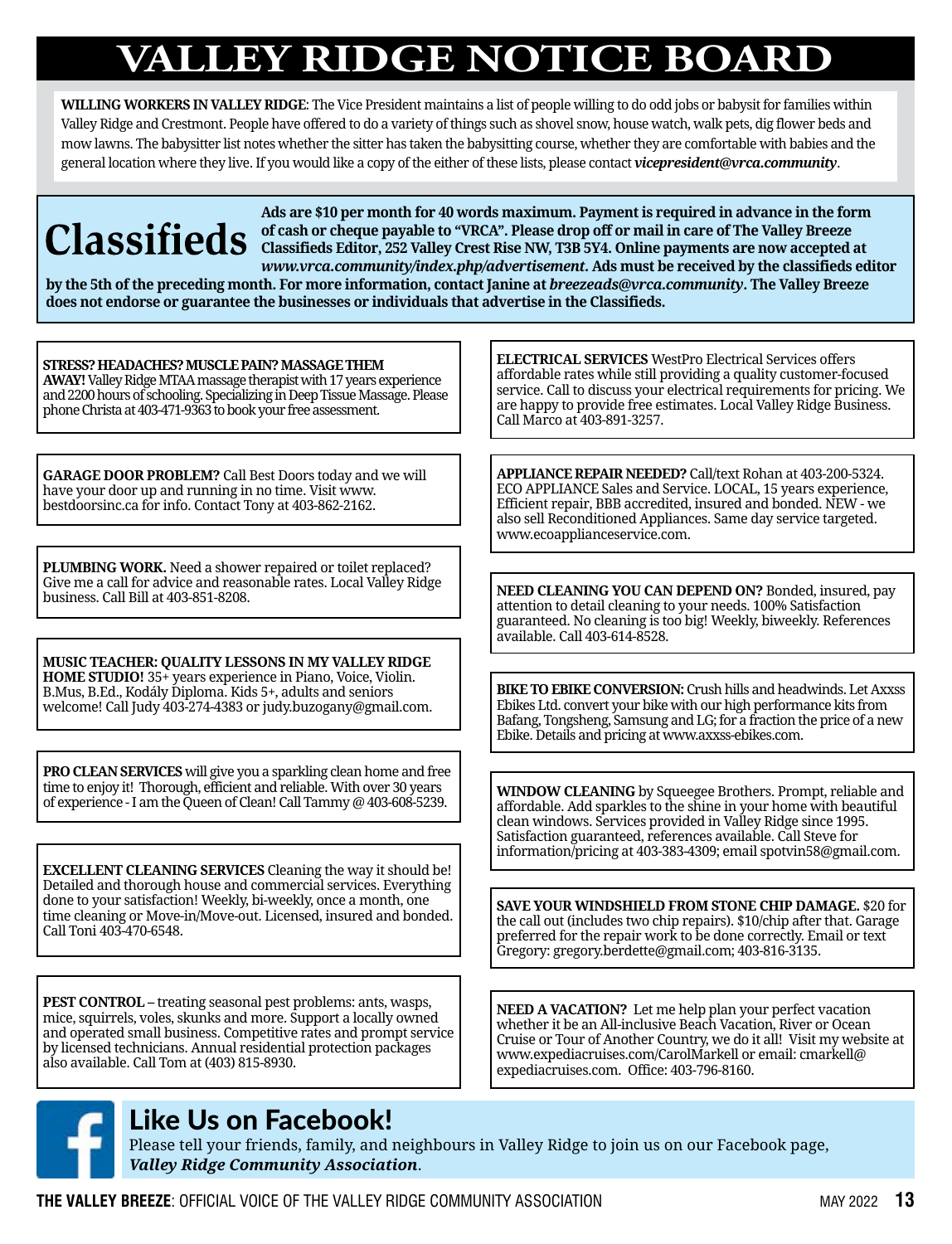# VALLEY RIDGE NOTICE BOARD

**WILLING WORKERS IN VALLEY RIDGE**: The Vice President maintains a list of people willing to do odd jobs or babysit for families within Valley Ridge and Crestmont. People have offered to do a variety of things such as shovel snow, house watch, walk pets, dig flower beds and mow lawns. The babysitter list notes whether the sitter has taken the babysitting course, whether they are comfortable with babies and the general location where they live. If you would like a copy of the either of these lists, please contact ***vicepresident@vrca.community***.

## Classifieds

**Ads are $10 per month for 40 words maximum. Payment is required in advance in the form of cash or cheque payable to "VRCA". Please drop off or mail in care of The Valley Breeze Classifieds Editor, 252 Valley Crest Rise NW, T3B 5Y4. Online payments are now accepted at *www.vrca.community/index.php/advertisement*. Ads must be received by the classifieds editor by the 5th of the preceding month. For more information, contact Janine at *breezeads@vrca.community*. The Valley Breeze does not endorse or guarantee the businesses or individuals that advertise in the Classifieds.**

**STRESS? HEADACHES? MUSCLE PAIN? MASSAGE THEM AWAY!** Valley Ridge MTAA massage therapist with 17 years experience and 2200 hours of schooling. Specializing in Deep Tissue Massage. Please phone Christa at 403-471-9363 to book your free assessment.

**GARAGE DOOR PROBLEM?** Call Best Doors today and we will have your door up and running in no time. Visit www.bestdoorsinc.ca for info. Contact Tony at 403-862-2162.

**PLUMBING WORK.** Need a shower repaired or toilet replaced? Give me a call for advice and reasonable rates. Local Valley Ridge business. Call Bill at 403-851-8208.

**MUSIC TEACHER: QUALITY LESSONS IN MY VALLEY RIDGE HOME STUDIO!** 35+ years experience in Piano, Voice, Violin. B.Mus, B.Ed., Kodály Diploma. Kids 5+, adults and seniors welcome! Call Judy 403-274-4383 or judy.buzogany@gmail.com.

**PRO CLEAN SERVICES** will give you a sparkling clean home and free time to enjoy it! Thorough, efficient and reliable. With over 30 years of experience - I am the Queen of Clean! Call Tammy @ 403-608-5239.

**EXCELLENT CLEANING SERVICES** Cleaning the way it should be! Detailed and thorough house and commercial services. Everything done to your satisfaction! Weekly, bi-weekly, once a month, one time cleaning or Move-in/Move-out. Licensed, insured and bonded. Call Toni 403-470-6548.

**PEST CONTROL** – treating seasonal pest problems: ants, wasps, mice, squirrels, voles, skunks and more. Support a locally owned and operated small business. Competitive rates and prompt service by licensed technicians. Annual residential protection packages also available. Call Tom at (403) 815-8930.

**ELECTRICAL SERVICES** WestPro Electrical Services offers affordable rates while still providing a quality customer-focused service. Call to discuss your electrical requirements for pricing. We are happy to provide free estimates. Local Valley Ridge Business. Call Marco at 403-891-3257.

**APPLIANCE REPAIR NEEDED?** Call/text Rohan at 403-200-5324. ECO APPLIANCE Sales and Service. LOCAL, 15 years experience, Efficient repair, BBB accredited, insured and bonded. NEW - we also sell Reconditioned Appliances. Same day service targeted. www.ecoapplianceservice.com.

**NEED CLEANING YOU CAN DEPEND ON?** Bonded, insured, pay attention to detail cleaning to your needs. 100% Satisfaction guaranteed. No cleaning is too big! Weekly, biweekly. References available. Call 403-614-8528.

**BIKE TO EBIKE CONVERSION:** Crush hills and headwinds. Let Axxss Ebikes Ltd. convert your bike with our high performance kits from Bafang, Tongsheng, Samsung and LG; for a fraction the price of a new Ebike. Details and pricing at www.axxss-ebikes.com.

**WINDOW CLEANING** by Squeegee Brothers. Prompt, reliable and affordable. Add sparkles to the shine in your home with beautiful clean windows. Services provided in Valley Ridge since 1995. Satisfaction guaranteed, references available. Call Steve for information/pricing at 403-383-4309; email spotvin58@gmail.com.

**SAVE YOUR WINDSHIELD FROM STONE CHIP DAMAGE.** $20 for the call out (includes two chip repairs). $10/chip after that. Garage preferred for the repair work to be done correctly. Email or text Gregory: gregory.berdette@gmail.com; 403-816-3135.

**NEED A VACATION?** Let me help plan your perfect vacation whether it be an All-inclusive Beach Vacation, River or Ocean Cruise or Tour of Another Country, we do it all! Visit my website at www.expediacruises.com/CarolMarkell or email: cmarkell@expediacruises.com. Office: 403-796-8160.

## Like Us on Facebook!

Please tell your friends, family, and neighbours in Valley Ridge to join us on our Facebook page, ***Valley Ridge Community Association***.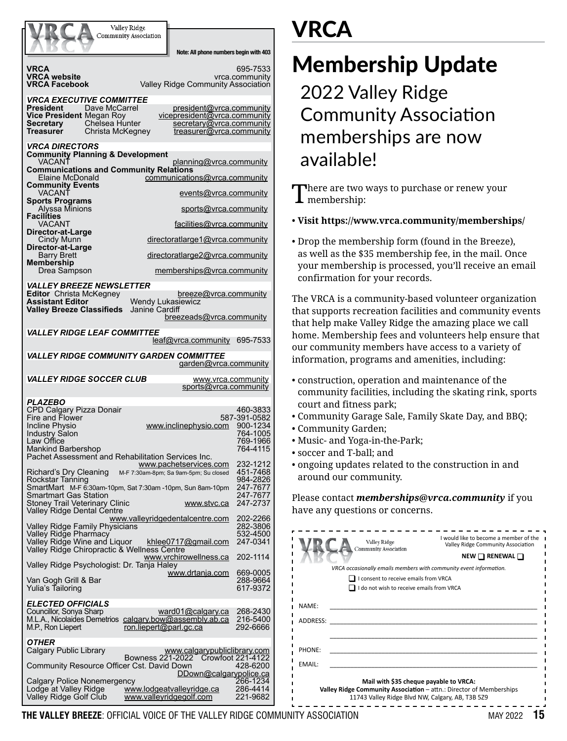Valley Ridge Community Association

Note: All phone numbers begin with 403

| | | |
|---|---|---|
| **VRCA** | | 695-7533 |
| **VRCA website** | | vrca.community |
| **VRCA Facebook** | | Valley Ridge Community Association |

***VRCA EXECUTIVE COMMITTEE***

| | | |
|---|---|---|
| **President** | Dave McCarrel | president@vrca.community |
| **Vice President** | Megan Roy | vicepresident@vrca.community |
| **Secretary** | Chelsea Hunter | secretary@vrca.community |
| **Treasurer** | Christa McKegney | treasurer@vrca.community |

***VRCA DIRECTORS***

| | |
|---|---|
| **Community Planning & Development** | |
| VACANT | planning@vrca.community |
| **Communications and Community Relations** | |
| Elaine McDonald | communications@vrca.community |
| **Community Events** | |
| VACANT | events@vrca.community |
| **Sports Programs** | |
| Alyssa Minions | sports@vrca.community |
| **Facilities** | |
| VACANT | facilities@vrca.community |
| **Director-at-Large** | |
| Cindy Munn | directoratlarge1@vrca.community |
| **Director-at-Large** | |
| Barry Brett | directoratlarge2@vrca.community |
| **Membership** | |
| Drea Sampson | memberships@vrca.community |

***VALLEY BREEZE NEWSLETTER***

**Editor** Christa McKegney breeze@vrca.community
**Assistant Editor** Wendy Lukasiewicz
**Valley Breeze Classifieds** Janine Cardiff breezeads@vrca.community

***VALLEY RIDGE LEAF COMMITTEE***
leaf@vrca.community 695-7533

***VALLEY RIDGE COMMUNITY GARDEN COMMITTEE***
garden@vrca.community

***VALLEY RIDGE SOCCER CLUB***
www.vrca.community
sports@vrca.community

***PLAZEBO***

| | | |
|---|---|---|
| CPD Calgary Pizza Donair | | 460-3833 |
| Fire and Flower | | 587-391-0582 |
| Incline Physio | www.inclinephysio.com | 900-1234 |
| Industry Salon | | 764-1005 |
| Law Office | | 769-1966 |
| Mankind Barbershop | | 764-4115 |
| Pachet Assessment and Rehabilitation Services Inc. | www.pachetservices.com | 232-1212 |
| Richard's Dry Cleaning | M-F 7:30am-8pm; Sa 9am-5pm; Su closed | 451-7468 |
| Rockstar Tanning | | 984-2826 |
| SmartMart | M-F 6:30am-10pm, Sat 7:30am -10pm, Sun 8am-10pm | 247-7677 |
| Smartmart Gas Station | | 247-7677 |
| Stoney Trail Veterinary Clinic | www.stvc.ca | 247-2737 |
| Valley Ridge Dental Centre | www.valleyridgedentalcentre.com | 202-2266 |
| Valley Ridge Family Physicians | | 282-3806 |
| Valley Ridge Pharmacy | | 532-4500 |
| Valley Ridge Wine and Liquor | khlee0717@gmail.com | 247-0341 |
| Valley Ridge Chiropractic & Wellness Centre | www.vrchirowellness.ca | 202-1114 |
| Valley Ridge Psychologist: Dr. Tanja Haley | www.drtanja.com | 669-0005 |
| Van Gogh Grill & Bar | | 288-9664 |
| Yulia's Tailoring | | 617-9372 |

***ELECTED OFFICIALS***

| | | |
|---|---|---|
| Councillor, Sonya Sharp | ward01@calgary.ca | 268-2430 |
| M.L.A., Nicolaides Demetrios | calgary.bow@assembly.ab.ca | 216-5400 |
| M.P., Ron Liepert | ron.liepert@parl.gc.ca | 292-6666 |

***OTHER***

| | | |
|---|---|---|
| Calgary Public Library | www.calgarypubliclibrary.com | |
| | Bowness 221-2022 | Crowfoot 221-4122 |
| Community Resource Officer Cst. David Down | | 428-6200 |
| | | DDown@calgarypolice.ca |
| Calgary Police Nonemergency | | 266-1234 |
| Lodge at Valley Ridge | www.lodgeatvalleyridge.ca | 286-4414 |
| Valley Ridge Golf Club | www.valleyridgegolf.com | 221-9682 |

# VRCA

## Membership Update

### 2022 Valley Ridge Community Association memberships are now available!

There are two ways to purchase or renew your membership:

- **Visit https://www.vrca.community/memberships/**
- Drop the membership form (found in the Breeze), as well as the $35 membership fee, in the mail. Once your membership is processed, you'll receive an email confirmation for your records.

The VRCA is a community-based volunteer organization that supports recreation facilities and community events that help make Valley Ridge the amazing place we call home. Membership fees and volunteers help ensure that our community members have access to a variety of information, programs and amenities, including:

- construction, operation and maintenance of the community facilities, including the skating rink, sports court and fitness park;
- Community Garage Sale, Family Skate Day, and BBQ;
- Community Garden;
- Music- and Yoga-in-the-Park;
- soccer and T-ball; and
- ongoing updates related to the construction in and around our community.

Please contact ***memberships@vrca.community*** if you have any questions or concerns.

---

Valley Ridge Community Association

I would like to become a member of the Valley Ridge Community Association

**NEW** ❑ **RENEWAL** ❑

*VRCA occasionally emails members with community event information.*

❑ I consent to receive emails from VRCA
❑ I do not wish to receive emails from VRCA

NAME: ____________________

ADDRESS: ____________________

____________________

PHONE: ____________________

EMAIL: ____________________

**Mail with $35 cheque payable to VRCA:**
**Valley Ridge Community Association** – attn.: Director of Memberships
11743 Valley Ridge Blvd NW, Calgary, AB, T3B 5Z9